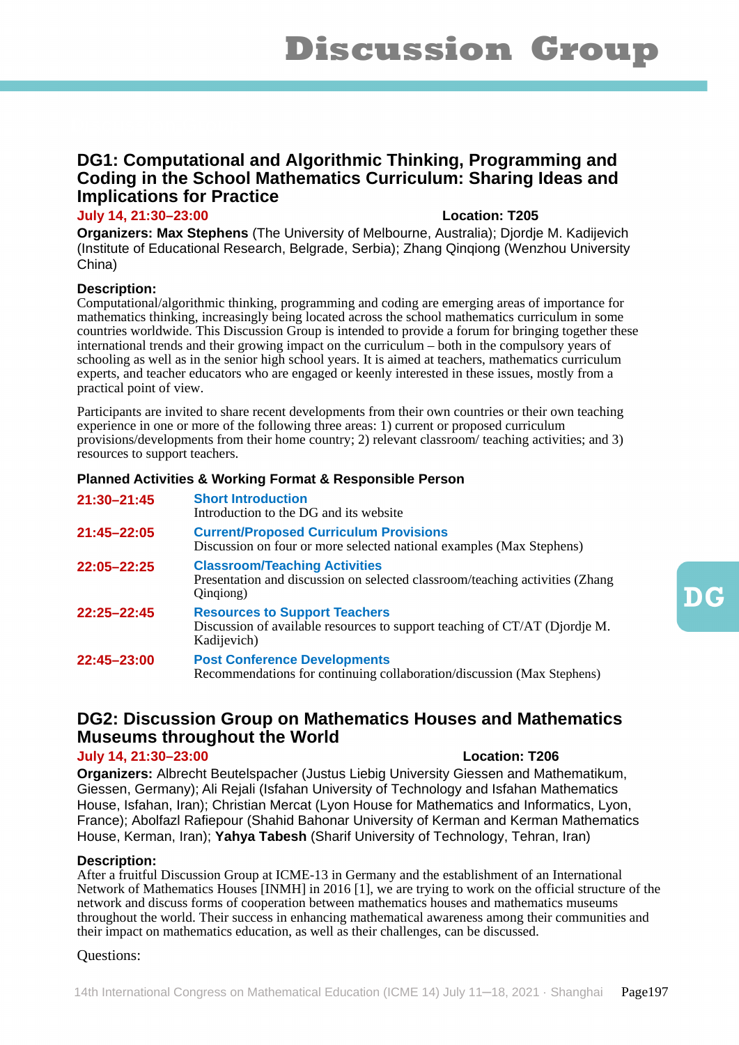# Discussion Group

## DG1: Computational and Algorithmic Thinking, Programming and Coding in the School Mathematics Curriculum: Sharing Ideas and Implications for Practice

**July 14, 21:30–23:00** **Location: T205**

**Organizers: Max Stephens** (The University of Melbourne, Australia); Djordje M. Kadijevich (Institute of Educational Research, Belgrade, Serbia); Zhang Qinqiong (Wenzhou University China)

**Description:**

Computational/algorithmic thinking, programming and coding are emerging areas of importance for mathematics thinking, increasingly being located across the school mathematics curriculum in some countries worldwide. This Discussion Group is intended to provide a forum for bringing together these international trends and their growing impact on the curriculum – both in the compulsory years of schooling as well as in the senior high school years. It is aimed at teachers, mathematics curriculum experts, and teacher educators who are engaged or keenly interested in these issues, mostly from a practical point of view.

Participants are invited to share recent developments from their own countries or their own teaching experience in one or more of the following three areas: 1) current or proposed curriculum provisions/developments from their home country; 2) relevant classroom/ teaching activities; and 3) resources to support teachers.

**Planned Activities & Working Format & Responsible Person**

| | |
|---|---|
| **21:30–21:45** | **Short Introduction**<br>Introduction to the DG and its website |
| **21:45–22:05** | **Current/Proposed Curriculum Provisions**<br>Discussion on four or more selected national examples (Max Stephens) |
| **22:05–22:25** | **Classroom/Teaching Activities**<br>Presentation and discussion on selected classroom/teaching activities (Zhang Qinqiong) |
| **22:25–22:45** | **Resources to Support Teachers**<br>Discussion of available resources to support teaching of CT/AT (Djordje M. Kadijevich) |
| **22:45–23:00** | **Post Conference Developments**<br>Recommendations for continuing collaboration/discussion (Max Stephens) |

## DG2: Discussion Group on Mathematics Houses and Mathematics Museums throughout the World

**July 14, 21:30–23:00** **Location: T206**

**Organizers:** Albrecht Beutelspacher (Justus Liebig University Giessen and Mathematikum, Giessen, Germany); Ali Rejali (Isfahan University of Technology and Isfahan Mathematics House, Isfahan, Iran); Christian Mercat (Lyon House for Mathematics and Informatics, Lyon, France); Abolfazl Rafiepour (Shahid Bahonar University of Kerman and Kerman Mathematics House, Kerman, Iran); **Yahya Tabesh** (Sharif University of Technology, Tehran, Iran)

**Description:**

After a fruitful Discussion Group at ICME-13 in Germany and the establishment of an International Network of Mathematics Houses [INMH] in 2016 [1], we are trying to work on the official structure of the network and discuss forms of cooperation between mathematics houses and mathematics museums throughout the world. Their success in enhancing mathematical awareness among their communities and their impact on mathematics education, as well as their challenges, can be discussed.

Questions: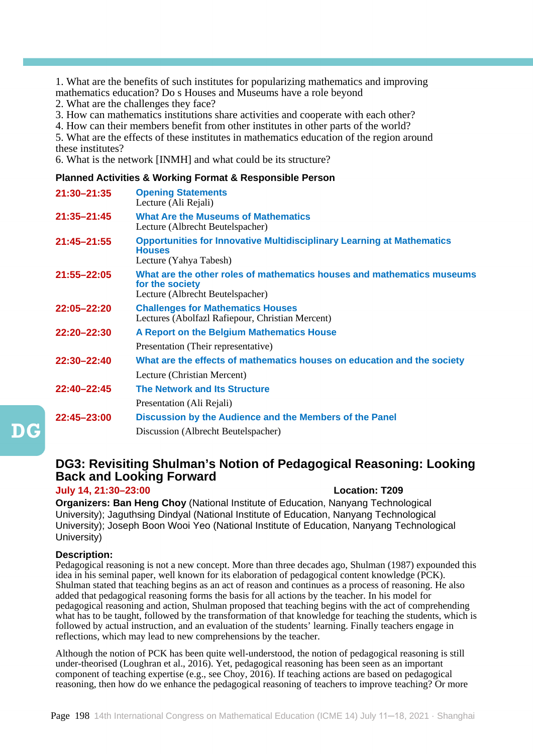1. What are the benefits of such institutes for popularizing mathematics and improving mathematics education? Do s Houses and Museums have a role beyond
2. What are the challenges they face?
3. How can mathematics institutions share activities and cooperate with each other?
4. How can their members benefit from other institutes in other parts of the world?
5. What are the effects of these institutes in mathematics education of the region around these institutes?
6. What is the network [INMH] and what could be its structure?

**Planned Activities & Working Format & Responsible Person**

| | |
|---|---|
| **21:30–21:35** | **Opening Statements**<br>Lecture (Ali Rejali) |
| **21:35–21:45** | **What Are the Museums of Mathematics**<br>Lecture (Albrecht Beutelspacher) |
| **21:45–21:55** | **Opportunities for Innovative Multidisciplinary Learning at Mathematics Houses**<br>Lecture (Yahya Tabesh) |
| **21:55–22:05** | **What are the other roles of mathematics houses and mathematics museums for the society**<br>Lecture (Albrecht Beutelspacher) |
| **22:05–22:20** | **Challenges for Mathematics Houses**<br>Lectures (Abolfazl Rafiepour, Christian Mercent) |
| **22:20–22:30** | **A Report on the Belgium Mathematics House**<br>Presentation (Their representative) |
| **22:30–22:40** | **What are the effects of mathematics houses on education and the society**<br>Lecture (Christian Mercent) |
| **22:40–22:45** | **The Network and Its Structure**<br>Presentation (Ali Rejali) |
| **22:45–23:00** | **Discussion by the Audience and the Members of the Panel**<br>Discussion (Albrecht Beutelspacher) |

## DG3: Revisiting Shulman's Notion of Pedagogical Reasoning: Looking Back and Looking Forward

**July 14, 21:30–23:00** **Location: T209**

**Organizers: Ban Heng Choy** (National Institute of Education, Nanyang Technological University); Jaguthsing Dindyal (National Institute of Education, Nanyang Technological University); Joseph Boon Wooi Yeo (National Institute of Education, Nanyang Technological University)

**Description:**

Pedagogical reasoning is not a new concept. More than three decades ago, Shulman (1987) expounded this idea in his seminal paper, well known for its elaboration of pedagogical content knowledge (PCK). Shulman stated that teaching begins as an act of reason and continues as a process of reasoning. He also added that pedagogical reasoning forms the basis for all actions by the teacher. In his model for pedagogical reasoning and action, Shulman proposed that teaching begins with the act of comprehending what has to be taught, followed by the transformation of that knowledge for teaching the students, which is followed by actual instruction, and an evaluation of the students' learning. Finally teachers engage in reflections, which may lead to new comprehensions by the teacher.

Although the notion of PCK has been quite well-understood, the notion of pedagogical reasoning is still under-theorised (Loughran et al., 2016). Yet, pedagogical reasoning has been seen as an important component of teaching expertise (e.g., see Choy, 2016). If teaching actions are based on pedagogical reasoning, then how do we enhance the pedagogical reasoning of teachers to improve teaching? Or more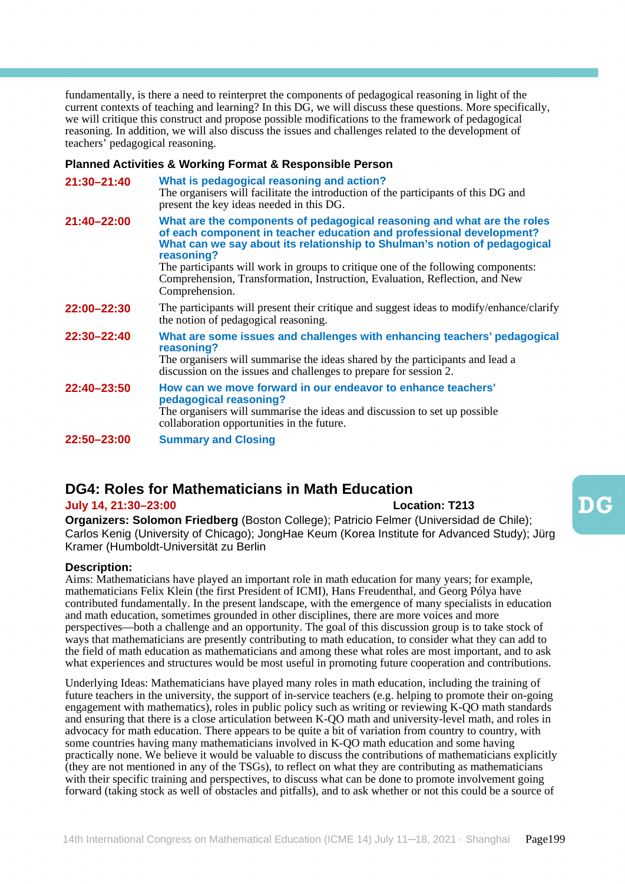fundamentally, is there a need to reinterpret the components of pedagogical reasoning in light of the current contexts of teaching and learning? In this DG, we will discuss these questions. More specifically, we will critique this construct and propose possible modifications to the framework of pedagogical reasoning. In addition, we will also discuss the issues and challenges related to the development of teachers' pedagogical reasoning.

**Planned Activities & Working Format & Responsible Person**

**21:30–21:40** **What is pedagogical reasoning and action?**
The organisers will facilitate the introduction of the participants of this DG and present the key ideas needed in this DG.

**21:40–22:00** **What are the components of pedagogical reasoning and what are the roles of each component in teacher education and professional development? What can we say about its relationship to Shulman's notion of pedagogical reasoning?**
The participants will work in groups to critique one of the following components: Comprehension, Transformation, Instruction, Evaluation, Reflection, and New Comprehension.

**22:00–22:30** The participants will present their critique and suggest ideas to modify/enhance/clarify the notion of pedagogical reasoning.

**22:30–22:40** **What are some issues and challenges with enhancing teachers' pedagogical reasoning?**
The organisers will summarise the ideas shared by the participants and lead a discussion on the issues and challenges to prepare for session 2.

**22:40–23:50** **How can we move forward in our endeavor to enhance teachers' pedagogical reasoning?**
The organisers will summarise the ideas and discussion to set up possible collaboration opportunities in the future.

**22:50–23:00** **Summary and Closing**

## DG4: Roles for Mathematicians in Math Education

**July 14, 21:30–23:00** **Location: T213**

**Organizers: Solomon Friedberg** (Boston College); Patricio Felmer (Universidad de Chile); Carlos Kenig (University of Chicago); JongHae Keum (Korea Institute for Advanced Study); Jürg Kramer (Humboldt-Universität zu Berlin

**Description:**
Aims: Mathematicians have played an important role in math education for many years; for example, mathematicians Felix Klein (the first President of ICMI), Hans Freudenthal, and Georg Pólya have contributed fundamentally. In the present landscape, with the emergence of many specialists in education and math education, sometimes grounded in other disciplines, there are more voices and more perspectives—both a challenge and an opportunity. The goal of this discussion group is to take stock of ways that mathematicians are presently contributing to math education, to consider what they can add to the field of math education as mathematicians and among these what roles are most important, and to ask what experiences and structures would be most useful in promoting future cooperation and contributions.

Underlying Ideas: Mathematicians have played many roles in math education, including the training of future teachers in the university, the support of in-service teachers (e.g. helping to promote their on-going engagement with mathematics), roles in public policy such as writing or reviewing K-QO math standards and ensuring that there is a close articulation between K-QO math and university-level math, and roles in advocacy for math education. There appears to be quite a bit of variation from country to country, with some countries having many mathematicians involved in K-QO math education and some having practically none. We believe it would be valuable to discuss the contributions of mathematicians explicitly (they are not mentioned in any of the TSGs), to reflect on what they are contributing as mathematicians with their specific training and perspectives, to discuss what can be done to promote involvement going forward (taking stock as well of obstacles and pitfalls), and to ask whether or not this could be a source of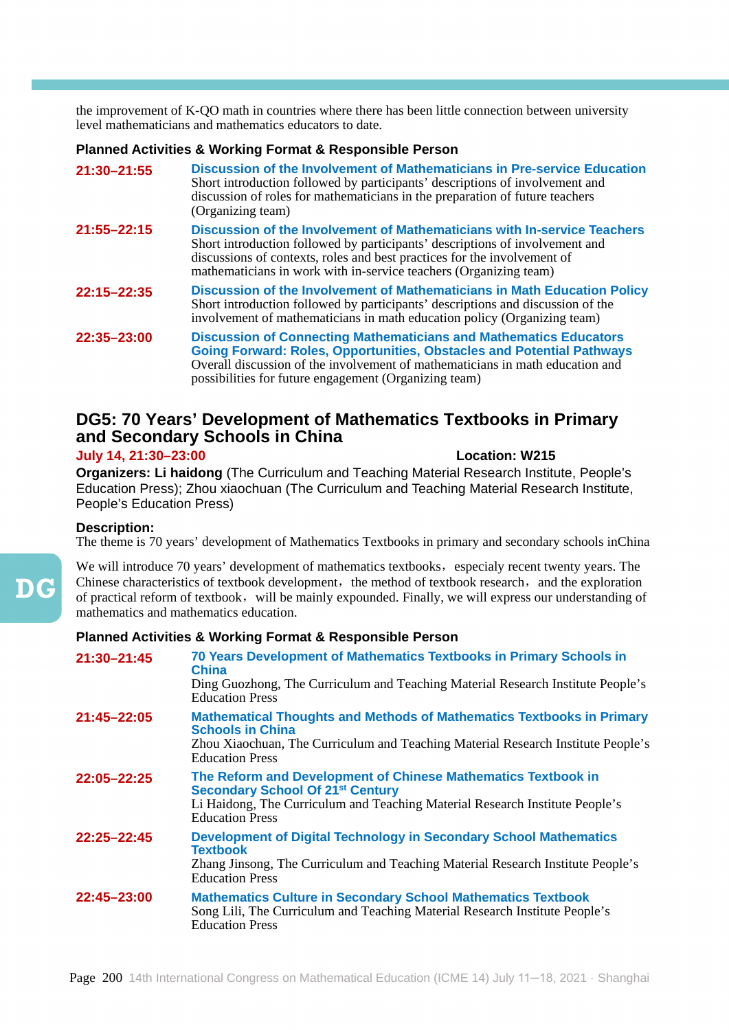the improvement of K-QO math in countries where there has been little connection between university level mathematicians and mathematics educators to date.

**Planned Activities & Working Format & Responsible Person**

**21:30–21:55** **Discussion of the Involvement of Mathematicians in Pre-service Education**
Short introduction followed by participants' descriptions of involvement and discussion of roles for mathematicians in the preparation of future teachers (Organizing team)

**21:55–22:15** **Discussion of the Involvement of Mathematicians with In-service Teachers**
Short introduction followed by participants' descriptions of involvement and discussions of contexts, roles and best practices for the involvement of mathematicians in work with in-service teachers (Organizing team)

**22:15–22:35** **Discussion of the Involvement of Mathematicians in Math Education Policy**
Short introduction followed by participants' descriptions and discussion of the involvement of mathematicians in math education policy (Organizing team)

**22:35–23:00** **Discussion of Connecting Mathematicians and Mathematics Educators Going Forward: Roles, Opportunities, Obstacles and Potential Pathways**
Overall discussion of the involvement of mathematicians in math education and possibilities for future engagement (Organizing team)

## DG5: 70 Years' Development of Mathematics Textbooks in Primary and Secondary Schools in China

**July 14, 21:30–23:00** **Location: W215**

**Organizers: Li haidong** (The Curriculum and Teaching Material Research Institute, People's Education Press); Zhou xiaochuan (The Curriculum and Teaching Material Research Institute, People's Education Press)

**Description:**
The theme is 70 years' development of Mathematics Textbooks in primary and secondary schools inChina

We will introduce 70 years' development of mathematics textbooks，especialy recent twenty years. The Chinese characteristics of textbook development，the method of textbook research，and the exploration of practical reform of textbook，will be mainly expounded. Finally, we will express our understanding of mathematics and mathematics education.

**Planned Activities & Working Format & Responsible Person**

**21:30–21:45** **70 Years Development of Mathematics Textbooks in Primary Schools in China**
Ding Guozhong, The Curriculum and Teaching Material Research Institute People's Education Press

**21:45–22:05** **Mathematical Thoughts and Methods of Mathematics Textbooks in Primary Schools in China**
Zhou Xiaochuan, The Curriculum and Teaching Material Research Institute People's Education Press

**22:05–22:25** **The Reform and Development of Chinese Mathematics Textbook in Secondary School Of 21st Century**
Li Haidong, The Curriculum and Teaching Material Research Institute People's Education Press

**22:25–22:45** **Development of Digital Technology in Secondary School Mathematics Textbook**
Zhang Jinsong, The Curriculum and Teaching Material Research Institute People's Education Press

**22:45–23:00** **Mathematics Culture in Secondary School Mathematics Textbook**
Song Lili, The Curriculum and Teaching Material Research Institute People's Education Press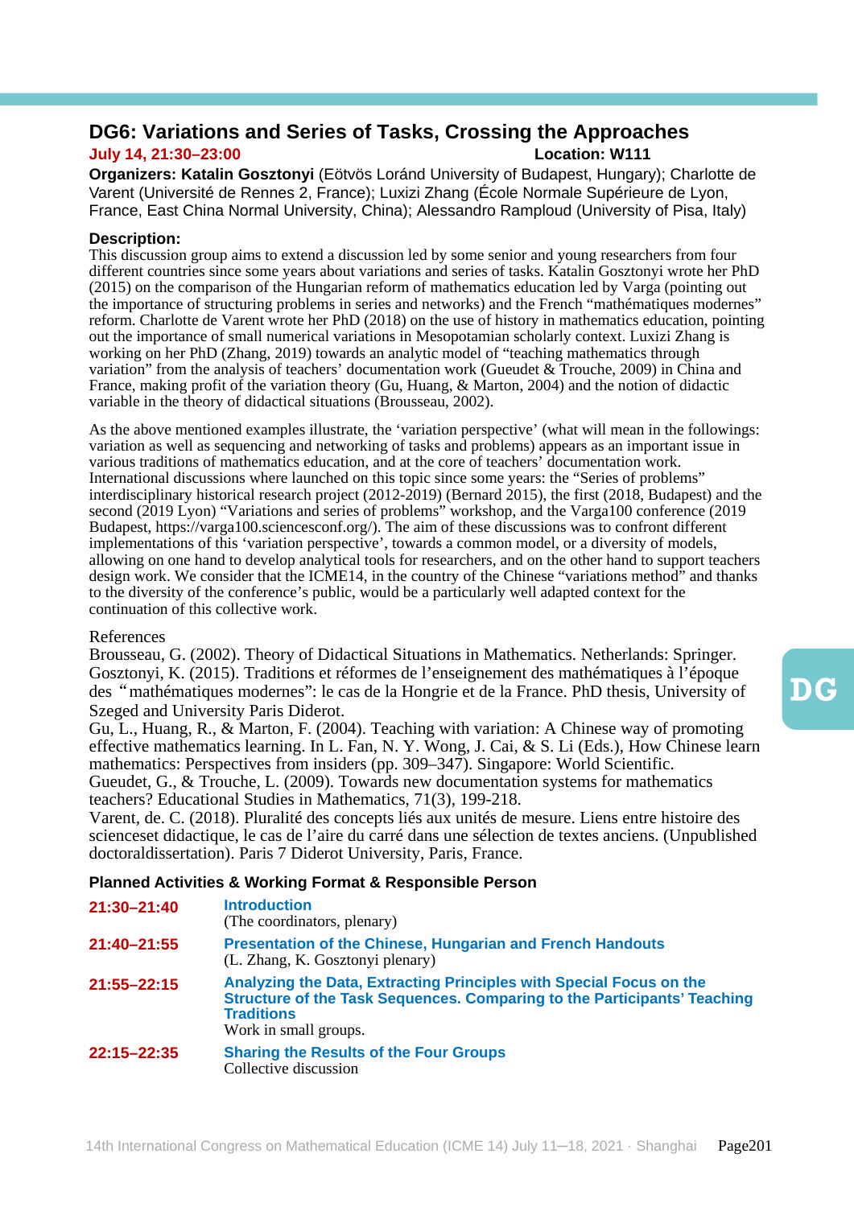## DG6: Variations and Series of Tasks, Crossing the Approaches

**July 14, 21:30–23:00** **Location: W111**

**Organizers: Katalin Gosztonyi** (Eötvös Loránd University of Budapest, Hungary); Charlotte de Varent (Université de Rennes 2, France); Luxizi Zhang (École Normale Supérieure de Lyon, France, East China Normal University, China); Alessandro Ramploud (University of Pisa, Italy)

**Description:**

This discussion group aims to extend a discussion led by some senior and young researchers from four different countries since some years about variations and series of tasks. Katalin Gosztonyi wrote her PhD (2015) on the comparison of the Hungarian reform of mathematics education led by Varga (pointing out the importance of structuring problems in series and networks) and the French "mathématiques modernes" reform. Charlotte de Varent wrote her PhD (2018) on the use of history in mathematics education, pointing out the importance of small numerical variations in Mesopotamian scholarly context. Luxizi Zhang is working on her PhD (Zhang, 2019) towards an analytic model of "teaching mathematics through variation" from the analysis of teachers' documentation work (Gueudet & Trouche, 2009) in China and France, making profit of the variation theory (Gu, Huang, & Marton, 2004) and the notion of didactic variable in the theory of didactical situations (Brousseau, 2002).

As the above mentioned examples illustrate, the 'variation perspective' (what will mean in the followings: variation as well as sequencing and networking of tasks and problems) appears as an important issue in various traditions of mathematics education, and at the core of teachers' documentation work. International discussions where launched on this topic since some years: the "Series of problems" interdisciplinary historical research project (2012-2019) (Bernard 2015), the first (2018, Budapest) and the second (2019 Lyon) "Variations and series of problems" workshop, and the Varga100 conference (2019 Budapest, https://varga100.sciencesconf.org/). The aim of these discussions was to confront different implementations of this 'variation perspective', towards a common model, or a diversity of models, allowing on one hand to develop analytical tools for researchers, and on the other hand to support teachers design work. We consider that the ICME14, in the country of the Chinese "variations method" and thanks to the diversity of the conference's public, would be a particularly well adapted context for the continuation of this collective work.

References

Brousseau, G. (2002). Theory of Didactical Situations in Mathematics. Netherlands: Springer.
Gosztonyi, K. (2015). Traditions et réformes de l'enseignement des mathématiques à l'époque des "mathématiques modernes": le cas de la Hongrie et de la France. PhD thesis, University of Szeged and University Paris Diderot.
Gu, L., Huang, R., & Marton, F. (2004). Teaching with variation: A Chinese way of promoting effective mathematics learning. In L. Fan, N. Y. Wong, J. Cai, & S. Li (Eds.), How Chinese learn mathematics: Perspectives from insiders (pp. 309–347). Singapore: World Scientific.
Gueudet, G., & Trouche, L. (2009). Towards new documentation systems for mathematics teachers? Educational Studies in Mathematics, 71(3), 199-218.
Varent, de. C. (2018). Pluralité des concepts liés aux unités de mesure. Liens entre histoire des scienceset didactique, le cas de l'aire du carré dans une sélection de textes anciens. (Unpublished doctoraldissertation). Paris 7 Diderot University, Paris, France.

**Planned Activities & Working Format & Responsible Person**

| | |
|---|---|
| **21:30–21:40** | **Introduction**<br>(The coordinators, plenary) |
| **21:40–21:55** | **Presentation of the Chinese, Hungarian and French Handouts**<br>(L. Zhang, K. Gosztonyi plenary) |
| **21:55–22:15** | **Analyzing the Data, Extracting Principles with Special Focus on the Structure of the Task Sequences. Comparing to the Participants' Teaching Traditions**<br>Work in small groups. |
| **22:15–22:35** | **Sharing the Results of the Four Groups**<br>Collective discussion |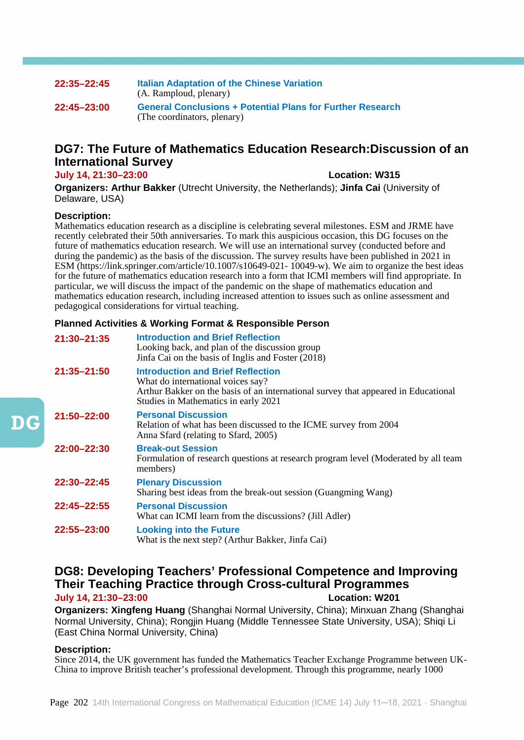**22:35–22:45** **Italian Adaptation of the Chinese Variation**
(A. Ramploud, plenary)

**22:45–23:00** **General Conclusions + Potential Plans for Further Research**
(The coordinators, plenary)

## DG7: The Future of Mathematics Education Research:Discussion of an International Survey

**July 14, 21:30–23:00** **Location: W315**

**Organizers: Arthur Bakker** (Utrecht University, the Netherlands); **Jinfa Cai** (University of Delaware, USA)

**Description:**

Mathematics education research as a discipline is celebrating several milestones. ESM and JRME have recently celebrated their 50th anniversaries. To mark this auspicious occasion, this DG focuses on the future of mathematics education research. We will use an international survey (conducted before and during the pandemic) as the basis of the discussion. The survey results have been published in 2021 in ESM (https://link.springer.com/article/10.1007/s10649-021- 10049-w). We aim to organize the best ideas for the future of mathematics education research into a form that ICMI members will find appropriate. In particular, we will discuss the impact of the pandemic on the shape of mathematics education and mathematics education research, including increased attention to issues such as online assessment and pedagogical considerations for virtual teaching.

**Planned Activities & Working Format & Responsible Person**

**21:30–21:35** **Introduction and Brief Reflection**
Looking back, and plan of the discussion group
Jinfa Cai on the basis of Inglis and Foster (2018)

**21:35–21:50** **Introduction and Brief Reflection**
What do international voices say?
Arthur Bakker on the basis of an international survey that appeared in Educational Studies in Mathematics in early 2021

**21:50–22:00** **Personal Discussion**
Relation of what has been discussed to the ICME survey from 2004
Anna Sfard (relating to Sfard, 2005)

**22:00–22:30** **Break-out Session**
Formulation of research questions at research program level (Moderated by all team members)

**22:30–22:45** **Plenary Discussion**
Sharing best ideas from the break-out session (Guangming Wang)

**22:45–22:55** **Personal Discussion**
What can ICMI learn from the discussions? (Jill Adler)

**22:55–23:00** **Looking into the Future**
What is the next step? (Arthur Bakker, Jinfa Cai)

## DG8: Developing Teachers' Professional Competence and Improving Their Teaching Practice through Cross-cultural Programmes

**July 14, 21:30–23:00** **Location: W201**

**Organizers: Xingfeng Huang** (Shanghai Normal University, China); Minxuan Zhang (Shanghai Normal University, China); Rongjin Huang (Middle Tennessee State University, USA); Shiqi Li (East China Normal University, China)

**Description:**

Since 2014, the UK government has funded the Mathematics Teacher Exchange Programme between UK-China to improve British teacher's professional development. Through this programme, nearly 1000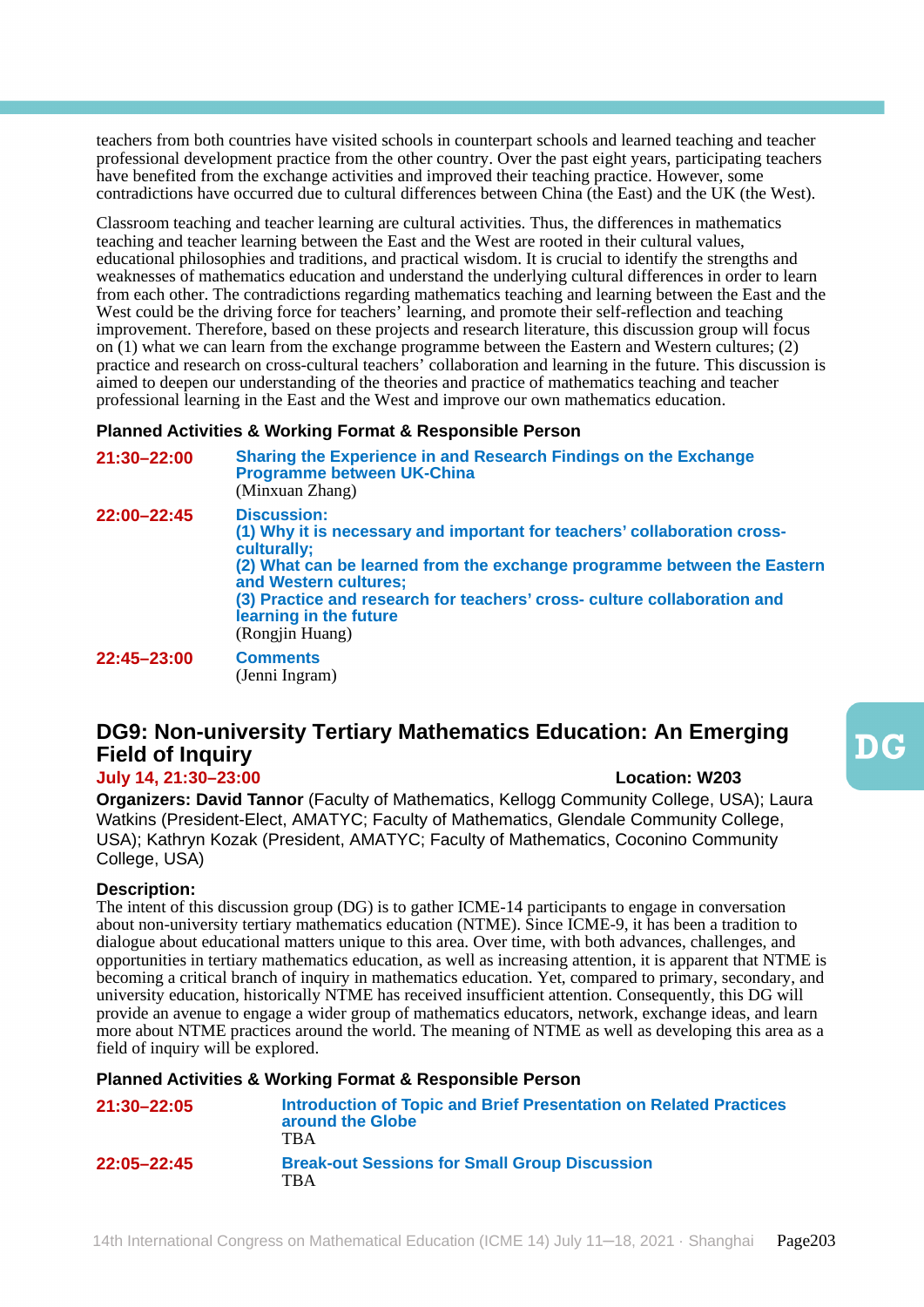teachers from both countries have visited schools in counterpart schools and learned teaching and teacher professional development practice from the other country. Over the past eight years, participating teachers have benefited from the exchange activities and improved their teaching practice. However, some contradictions have occurred due to cultural differences between China (the East) and the UK (the West).

Classroom teaching and teacher learning are cultural activities. Thus, the differences in mathematics teaching and teacher learning between the East and the West are rooted in their cultural values, educational philosophies and traditions, and practical wisdom. It is crucial to identify the strengths and weaknesses of mathematics education and understand the underlying cultural differences in order to learn from each other. The contradictions regarding mathematics teaching and learning between the East and the West could be the driving force for teachers' learning, and promote their self-reflection and teaching improvement. Therefore, based on these projects and research literature, this discussion group will focus on (1) what we can learn from the exchange programme between the Eastern and Western cultures; (2) practice and research on cross-cultural teachers' collaboration and learning in the future. This discussion is aimed to deepen our understanding of the theories and practice of mathematics teaching and teacher professional learning in the East and the West and improve our own mathematics education.

**Planned Activities & Working Format & Responsible Person**

**21:30–22:00** **Sharing the Experience in and Research Findings on the Exchange Programme between UK-China**
(Minxuan Zhang)

**22:00–22:45** **Discussion:**
**(1) Why it is necessary and important for teachers' collaboration cross-culturally;**
**(2) What can be learned from the exchange programme between the Eastern and Western cultures;**
**(3) Practice and research for teachers' cross- culture collaboration and learning in the future**
(Rongjin Huang)

**22:45–23:00** **Comments**
(Jenni Ingram)

## DG9: Non-university Tertiary Mathematics Education: An Emerging Field of Inquiry

**July 14, 21:30–23:00** **Location: W203**

**Organizers: David Tannor** (Faculty of Mathematics, Kellogg Community College, USA); Laura Watkins (President-Elect, AMATYC; Faculty of Mathematics, Glendale Community College, USA); Kathryn Kozak (President, AMATYC; Faculty of Mathematics, Coconino Community College, USA)

**Description:**
The intent of this discussion group (DG) is to gather ICME-14 participants to engage in conversation about non-university tertiary mathematics education (NTME). Since ICME-9, it has been a tradition to dialogue about educational matters unique to this area. Over time, with both advances, challenges, and opportunities in tertiary mathematics education, as well as increasing attention, it is apparent that NTME is becoming a critical branch of inquiry in mathematics education. Yet, compared to primary, secondary, and university education, historically NTME has received insufficient attention. Consequently, this DG will provide an avenue to engage a wider group of mathematics educators, network, exchange ideas, and learn more about NTME practices around the world. The meaning of NTME as well as developing this area as a field of inquiry will be explored.

**Planned Activities & Working Format & Responsible Person**

**21:30–22:05** **Introduction of Topic and Brief Presentation on Related Practices around the Globe**
TBA

**22:05–22:45** **Break-out Sessions for Small Group Discussion**
TBA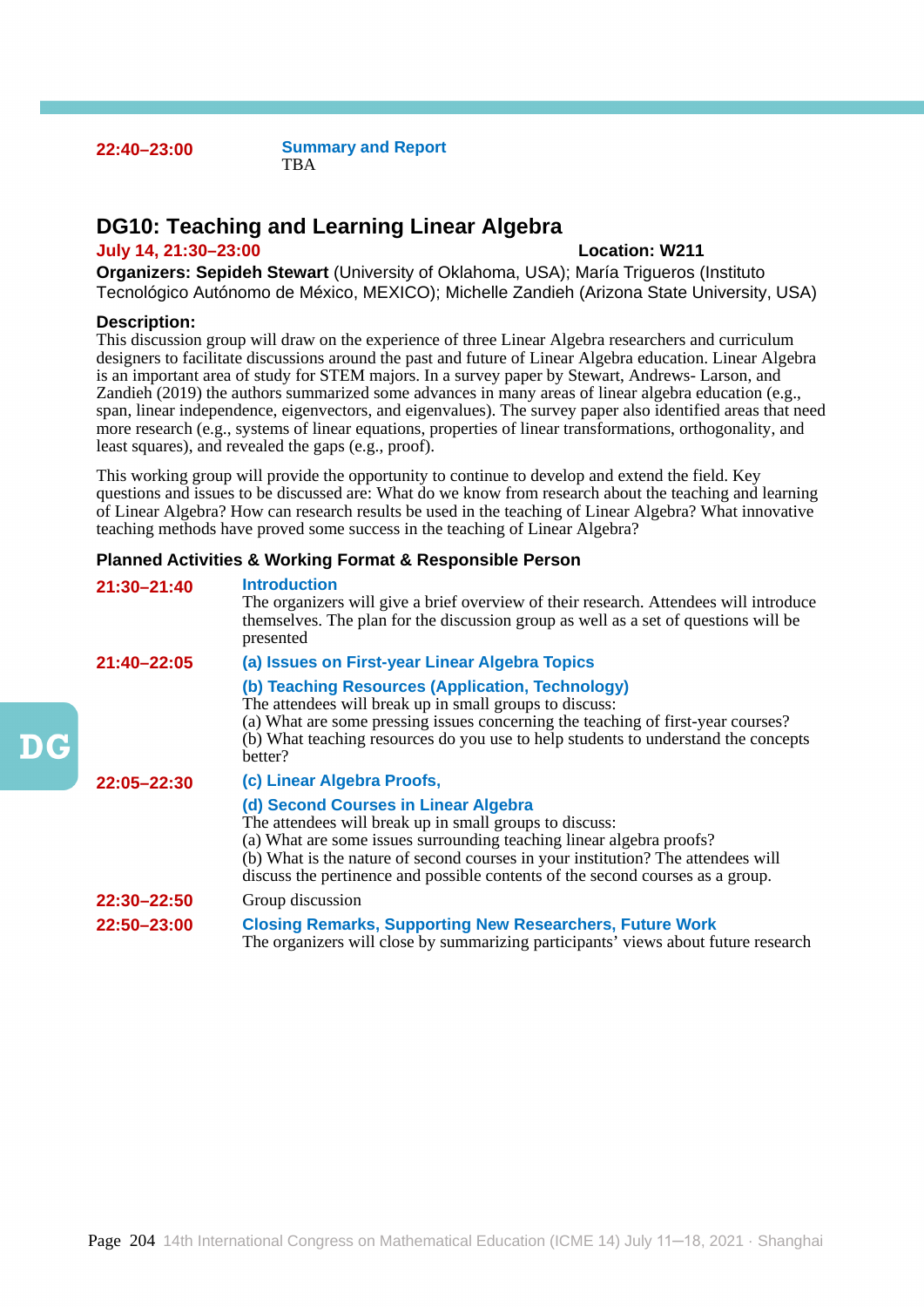**22:40–23:00** **Summary and Report**
TBA

## DG10: Teaching and Learning Linear Algebra

**July 14, 21:30–23:00** **Location: W211**

**Organizers: Sepideh Stewart** (University of Oklahoma, USA); María Trigueros (Instituto Tecnológico Autónomo de México, MEXICO); Michelle Zandieh (Arizona State University, USA)

**Description:**

This discussion group will draw on the experience of three Linear Algebra researchers and curriculum designers to facilitate discussions around the past and future of Linear Algebra education. Linear Algebra is an important area of study for STEM majors. In a survey paper by Stewart, Andrews- Larson, and Zandieh (2019) the authors summarized some advances in many areas of linear algebra education (e.g., span, linear independence, eigenvectors, and eigenvalues). The survey paper also identified areas that need more research (e.g., systems of linear equations, properties of linear transformations, orthogonality, and least squares), and revealed the gaps (e.g., proof).

This working group will provide the opportunity to continue to develop and extend the field. Key questions and issues to be discussed are: What do we know from research about the teaching and learning of Linear Algebra? How can research results be used in the teaching of Linear Algebra? What innovative teaching methods have proved some success in the teaching of Linear Algebra?

**Planned Activities & Working Format & Responsible Person**

**21:30–21:40** **Introduction**
The organizers will give a brief overview of their research. Attendees will introduce themselves. The plan for the discussion group as well as a set of questions will be presented

**21:40–22:05** **(a) Issues on First-year Linear Algebra Topics**
**(b) Teaching Resources (Application, Technology)**
The attendees will break up in small groups to discuss:
(a) What are some pressing issues concerning the teaching of first-year courses?
(b) What teaching resources do you use to help students to understand the concepts better?

**22:05–22:30** **(c) Linear Algebra Proofs,**
**(d) Second Courses in Linear Algebra**
The attendees will break up in small groups to discuss:
(a) What are some issues surrounding teaching linear algebra proofs?
(b) What is the nature of second courses in your institution? The attendees will discuss the pertinence and possible contents of the second courses as a group.

**22:30–22:50** Group discussion

**22:50–23:00** **Closing Remarks, Supporting New Researchers, Future Work**
The organizers will close by summarizing participants' views about future research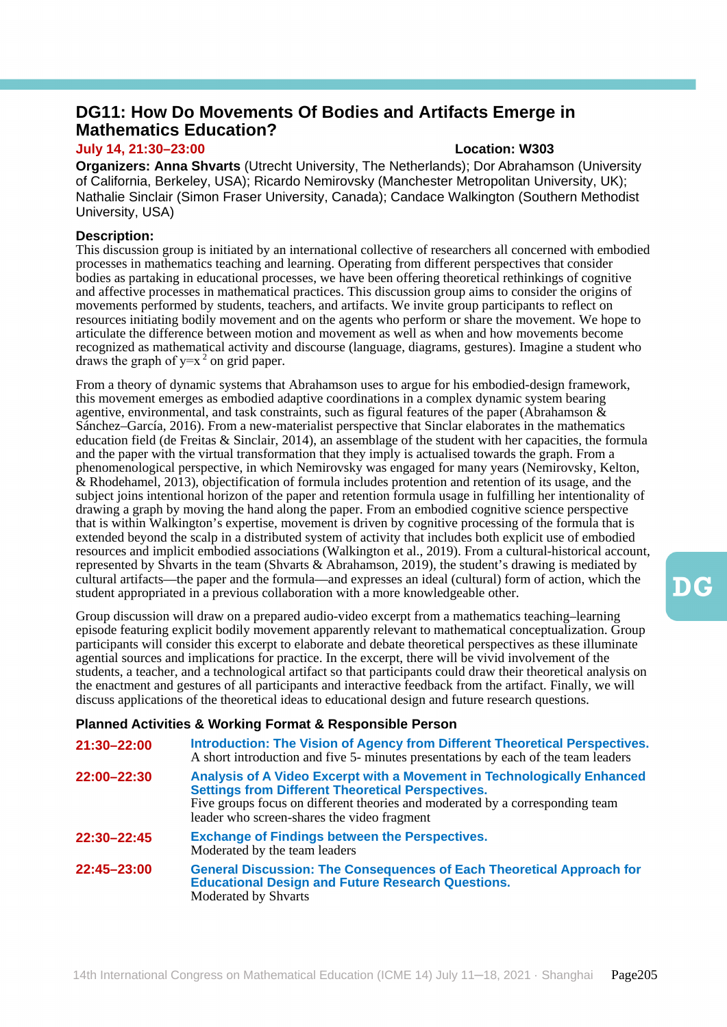## DG11: How Do Movements Of Bodies and Artifacts Emerge in Mathematics Education?

**July 14, 21:30–23:00** **Location: W303**

**Organizers: Anna Shvarts** (Utrecht University, The Netherlands); Dor Abrahamson (University of California, Berkeley, USA); Ricardo Nemirovsky (Manchester Metropolitan University, UK); Nathalie Sinclair (Simon Fraser University, Canada); Candace Walkington (Southern Methodist University, USA)

**Description:**

This discussion group is initiated by an international collective of researchers all concerned with embodied processes in mathematics teaching and learning. Operating from different perspectives that consider bodies as partaking in educational processes, we have been offering theoretical rethinkings of cognitive and affective processes in mathematical practices. This discussion group aims to consider the origins of movements performed by students, teachers, and artifacts. We invite group participants to reflect on resources initiating bodily movement and on the agents who perform or share the movement. We hope to articulate the difference between motion and movement as well as when and how movements become recognized as mathematical activity and discourse (language, diagrams, gestures). Imagine a student who draws the graph of $y=x^2$ on grid paper.

From a theory of dynamic systems that Abrahamson uses to argue for his embodied-design framework, this movement emerges as embodied adaptive coordinations in a complex dynamic system bearing agentive, environmental, and task constraints, such as figural features of the paper (Abrahamson & Sánchez–García, 2016). From a new-materialist perspective that Sinclar elaborates in the mathematics education field (de Freitas & Sinclair, 2014), an assemblage of the student with her capacities, the formula and the paper with the virtual transformation that they imply is actualised towards the graph. From a phenomenological perspective, in which Nemirovsky was engaged for many years (Nemirovsky, Kelton, & Rhodehamel, 2013), objectification of formula includes protention and retention of its usage, and the subject joins intentional horizon of the paper and retention formula usage in fulfilling her intentionality of drawing a graph by moving the hand along the paper. From an embodied cognitive science perspective that is within Walkington's expertise, movement is driven by cognitive processing of the formula that is extended beyond the scalp in a distributed system of activity that includes both explicit use of embodied resources and implicit embodied associations (Walkington et al., 2019). From a cultural-historical account, represented by Shvarts in the team (Shvarts & Abrahamson, 2019), the student's drawing is mediated by cultural artifacts—the paper and the formula—and expresses an ideal (cultural) form of action, which the student appropriated in a previous collaboration with a more knowledgeable other.

Group discussion will draw on a prepared audio-video excerpt from a mathematics teaching–learning episode featuring explicit bodily movement apparently relevant to mathematical conceptualization. Group participants will consider this excerpt to elaborate and debate theoretical perspectives as these illuminate agential sources and implications for practice. In the excerpt, there will be vivid involvement of the students, a teacher, and a technological artifact so that participants could draw their theoretical analysis on the enactment and gestures of all participants and interactive feedback from the artifact. Finally, we will discuss applications of the theoretical ideas to educational design and future research questions.

**Planned Activities & Working Format & Responsible Person**

**21:30–22:00** **Introduction: The Vision of Agency from Different Theoretical Perspectives.**
A short introduction and five 5- minutes presentations by each of the team leaders

**22:00–22:30** **Analysis of A Video Excerpt with a Movement in Technologically Enhanced Settings from Different Theoretical Perspectives.**
Five groups focus on different theories and moderated by a corresponding team leader who screen-shares the video fragment

**22:30–22:45** **Exchange of Findings between the Perspectives.**
Moderated by the team leaders

**22:45–23:00** **General Discussion: The Consequences of Each Theoretical Approach for Educational Design and Future Research Questions.**
Moderated by Shvarts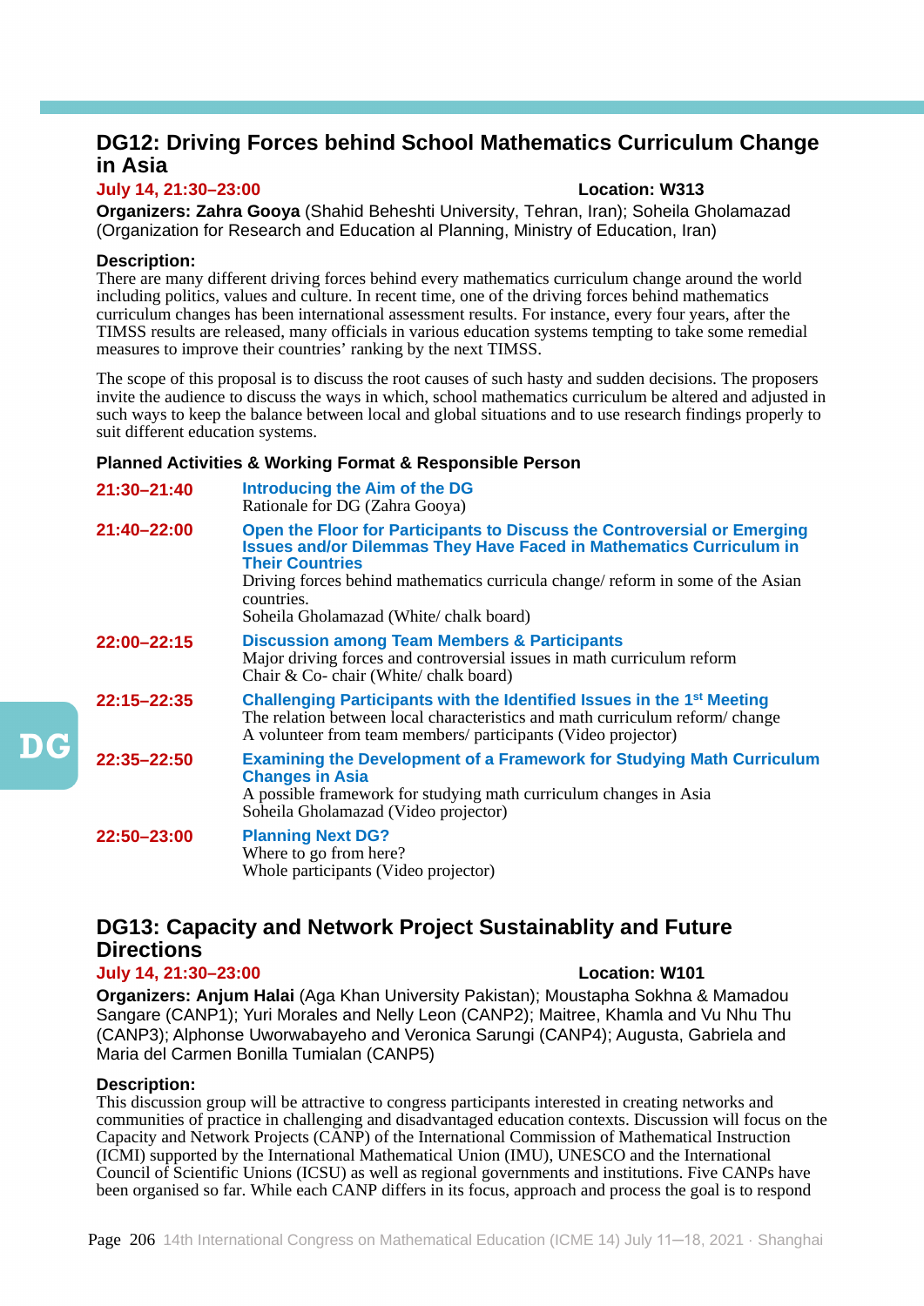## DG12: Driving Forces behind School Mathematics Curriculum Change in Asia

**July 14, 21:30–23:00** **Location: W313**

**Organizers: Zahra Gooya** (Shahid Beheshti University, Tehran, Iran); Soheila Gholamazad (Organization for Research and Education al Planning, Ministry of Education, Iran)

**Description:**

There are many different driving forces behind every mathematics curriculum change around the world including politics, values and culture. In recent time, one of the driving forces behind mathematics curriculum changes has been international assessment results. For instance, every four years, after the TIMSS results are released, many officials in various education systems tempting to take some remedial measures to improve their countries' ranking by the next TIMSS.

The scope of this proposal is to discuss the root causes of such hasty and sudden decisions. The proposers invite the audience to discuss the ways in which, school mathematics curriculum be altered and adjusted in such ways to keep the balance between local and global situations and to use research findings properly to suit different education systems.

**Planned Activities & Working Format & Responsible Person**

**21:30–21:40** **Introducing the Aim of the DG**
Rationale for DG (Zahra Gooya)

**21:40–22:00** **Open the Floor for Participants to Discuss the Controversial or Emerging Issues and/or Dilemmas They Have Faced in Mathematics Curriculum in Their Countries**
Driving forces behind mathematics curricula change/ reform in some of the Asian countries.
Soheila Gholamazad (White/ chalk board)

**22:00–22:15** **Discussion among Team Members & Participants**
Major driving forces and controversial issues in math curriculum reform
Chair & Co- chair (White/ chalk board)

**22:15–22:35** **Challenging Participants with the Identified Issues in the 1st Meeting**
The relation between local characteristics and math curriculum reform/ change
A volunteer from team members/ participants (Video projector)

**22:35–22:50** **Examining the Development of a Framework for Studying Math Curriculum Changes in Asia**
A possible framework for studying math curriculum changes in Asia
Soheila Gholamazad (Video projector)

**22:50–23:00** **Planning Next DG?**
Where to go from here?
Whole participants (Video projector)

## DG13: Capacity and Network Project Sustainablity and Future Directions

**July 14, 21:30–23:00** **Location: W101**

**Organizers: Anjum Halai** (Aga Khan University Pakistan); Moustapha Sokhna & Mamadou Sangare (CANP1); Yuri Morales and Nelly Leon (CANP2); Maitree, Khamla and Vu Nhu Thu (CANP3); Alphonse Uworwabayeho and Veronica Sarungi (CANP4); Augusta, Gabriela and Maria del Carmen Bonilla Tumialan (CANP5)

**Description:**

This discussion group will be attractive to congress participants interested in creating networks and communities of practice in challenging and disadvantaged education contexts. Discussion will focus on the Capacity and Network Projects (CANP) of the International Commission of Mathematical Instruction (ICMI) supported by the International Mathematical Union (IMU), UNESCO and the International Council of Scientific Unions (ICSU) as well as regional governments and institutions. Five CANPs have been organised so far. While each CANP differs in its focus, approach and process the goal is to respond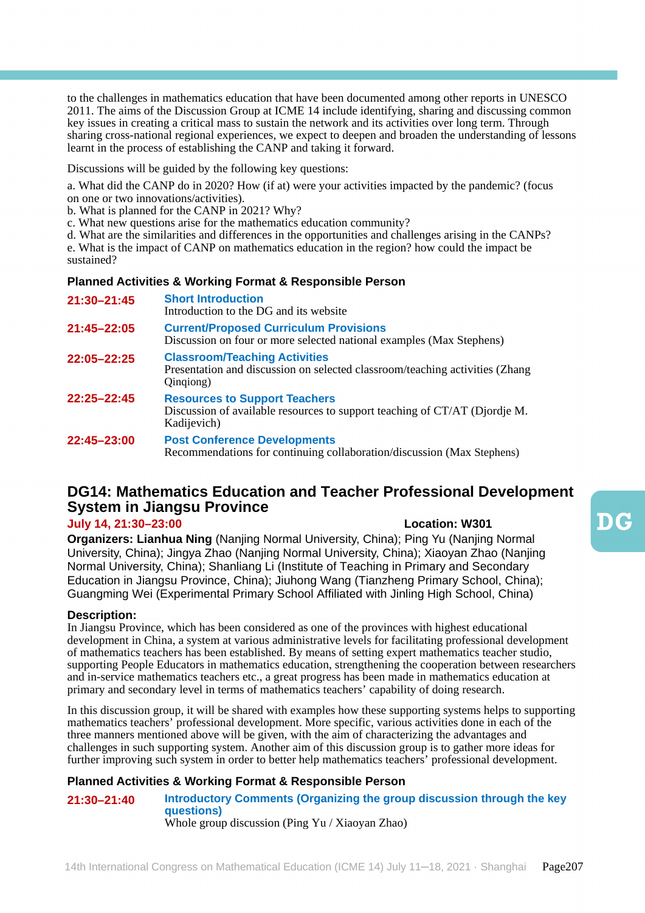to the challenges in mathematics education that have been documented among other reports in UNESCO 2011. The aims of the Discussion Group at ICME 14 include identifying, sharing and discussing common key issues in creating a critical mass to sustain the network and its activities over long term. Through sharing cross-national regional experiences, we expect to deepen and broaden the understanding of lessons learnt in the process of establishing the CANP and taking it forward.

Discussions will be guided by the following key questions:

a. What did the CANP do in 2020? How (if at) were your activities impacted by the pandemic? (focus on one or two innovations/activities).
b. What is planned for the CANP in 2021? Why?
c. What new questions arise for the mathematics education community?
d. What are the similarities and differences in the opportunities and challenges arising in the CANPs?
e. What is the impact of CANP on mathematics education in the region? how could the impact be sustained?

**Planned Activities & Working Format & Responsible Person**

| | |
|---|---|
| **21:30–21:45** | **Short Introduction**<br>Introduction to the DG and its website |
| **21:45–22:05** | **Current/Proposed Curriculum Provisions**<br>Discussion on four or more selected national examples (Max Stephens) |
| **22:05–22:25** | **Classroom/Teaching Activities**<br>Presentation and discussion on selected classroom/teaching activities (Zhang Qinqiong) |
| **22:25–22:45** | **Resources to Support Teachers**<br>Discussion of available resources to support teaching of CT/AT (Djordje M. Kadijevich) |
| **22:45–23:00** | **Post Conference Developments**<br>Recommendations for continuing collaboration/discussion (Max Stephens) |

## DG14: Mathematics Education and Teacher Professional Development System in Jiangsu Province

**July 14, 21:30–23:00** **Location: W301**

**Organizers: Lianhua Ning** (Nanjing Normal University, China); Ping Yu (Nanjing Normal University, China); Jingya Zhao (Nanjing Normal University, China); Xiaoyan Zhao (Nanjing Normal University, China); Shanliang Li (Institute of Teaching in Primary and Secondary Education in Jiangsu Province, China); Jiuhong Wang (Tianzheng Primary School, China); Guangming Wei (Experimental Primary School Affiliated with Jinling High School, China)

**Description:**

In Jiangsu Province, which has been considered as one of the provinces with highest educational development in China, a system at various administrative levels for facilitating professional development of mathematics teachers has been established. By means of setting expert mathematics teacher studio, supporting People Educators in mathematics education, strengthening the cooperation between researchers and in-service mathematics teachers etc., a great progress has been made in mathematics education at primary and secondary level in terms of mathematics teachers' capability of doing research.

In this discussion group, it will be shared with examples how these supporting systems helps to supporting mathematics teachers' professional development. More specific, various activities done in each of the three manners mentioned above will be given, with the aim of characterizing the advantages and challenges in such supporting system. Another aim of this discussion group is to gather more ideas for further improving such system in order to better help mathematics teachers' professional development.

**Planned Activities & Working Format & Responsible Person**

| | |
|---|---|
| **21:30–21:40** | **Introductory Comments (Organizing the group discussion through the key questions)**<br>Whole group discussion (Ping Yu / Xiaoyan Zhao) |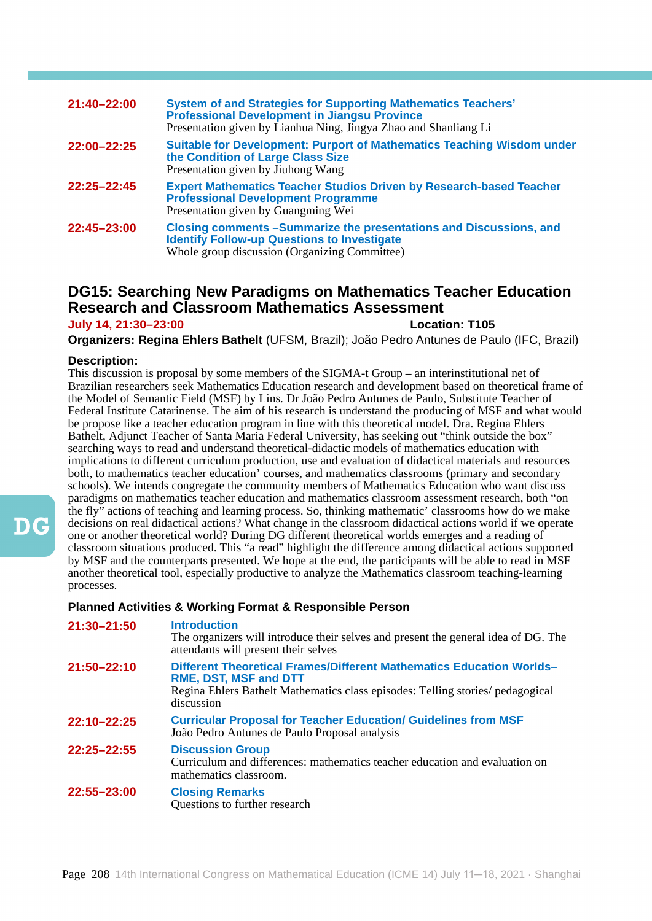**21:40–22:00** **System of and Strategies for Supporting Mathematics Teachers' Professional Development in Jiangsu Province**
Presentation given by Lianhua Ning, Jingya Zhao and Shanliang Li

**22:00–22:25** **Suitable for Development: Purport of Mathematics Teaching Wisdom under the Condition of Large Class Size**
Presentation given by Jiuhong Wang

**22:25–22:45** **Expert Mathematics Teacher Studios Driven by Research-based Teacher Professional Development Programme**
Presentation given by Guangming Wei

**22:45–23:00** **Closing comments –Summarize the presentations and Discussions, and Identify Follow-up Questions to Investigate**
Whole group discussion (Organizing Committee)

## DG15: Searching New Paradigms on Mathematics Teacher Education Research and Classroom Mathematics Assessment

**July 14, 21:30–23:00** **Location: T105**

**Organizers: Regina Ehlers Bathelt** (UFSM, Brazil); João Pedro Antunes de Paulo (IFC, Brazil)

**Description:**
This discussion is proposal by some members of the SIGMA-t Group – an interinstitutional net of Brazilian researchers seek Mathematics Education research and development based on theoretical frame of the Model of Semantic Field (MSF) by Lins. Dr João Pedro Antunes de Paulo, Substitute Teacher of Federal Institute Catarinense. The aim of his research is understand the producing of MSF and what would be propose like a teacher education program in line with this theoretical model. Dra. Regina Ehlers Bathelt, Adjunct Teacher of Santa Maria Federal University, has seeking out "think outside the box" searching ways to read and understand theoretical-didactic models of mathematics education with implications to different curriculum production, use and evaluation of didactical materials and resources both, to mathematics teacher education' courses, and mathematics classrooms (primary and secondary schools). We intends congregate the community members of Mathematics Education who want discuss paradigms on mathematics teacher education and mathematics classroom assessment research, both "on the fly" actions of teaching and learning process. So, thinking mathematic' classrooms how do we make decisions on real didactical actions? What change in the classroom didactical actions world if we operate one or another theoretical world? During DG different theoretical worlds emerges and a reading of classroom situations produced. This "a read" highlight the difference among didactical actions supported by MSF and the counterparts presented. We hope at the end, the participants will be able to read in MSF another theoretical tool, especially productive to analyze the Mathematics classroom teaching-learning processes.

**Planned Activities & Working Format & Responsible Person**

**21:30–21:50** **Introduction**
The organizers will introduce their selves and present the general idea of DG. The attendants will present their selves

**21:50–22:10** **Different Theoretical Frames/Different Mathematics Education Worlds– RME, DST, MSF and DTT**
Regina Ehlers Bathelt Mathematics class episodes: Telling stories/ pedagogical discussion

**22:10–22:25** **Curricular Proposal for Teacher Education/ Guidelines from MSF**
João Pedro Antunes de Paulo Proposal analysis

**22:25–22:55** **Discussion Group**
Curriculum and differences: mathematics teacher education and evaluation on mathematics classroom.

**22:55–23:00** **Closing Remarks**
Questions to further research